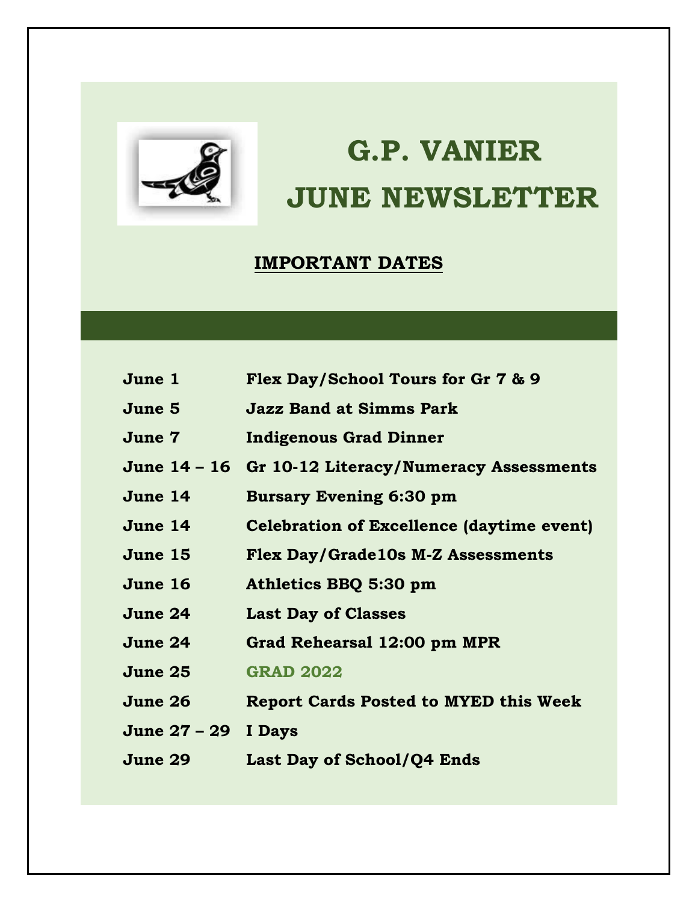# G.P. VANIER
# JUNE NEWSLETTER

## IMPORTANT DATES

| | |
|---|---|
| **June 1** | **Flex Day/School Tours for Gr 7 & 9** |
| **June 5** | **Jazz Band at Simms Park** |
| **June 7** | **Indigenous Grad Dinner** |
| **June 14 – 16** | **Gr 10-12 Literacy/Numeracy Assessments** |
| **June 14** | **Bursary Evening 6:30 pm** |
| **June 14** | **Celebration of Excellence (daytime event)** |
| **June 15** | **Flex Day/Grade10s M-Z Assessments** |
| **June 16** | **Athletics BBQ 5:30 pm** |
| **June 24** | **Last Day of Classes** |
| **June 24** | **Grad Rehearsal 12:00 pm MPR** |
| **June 25** | **GRAD 2022** |
| **June 26** | **Report Cards Posted to MYED this Week** |
| **June 27 – 29** | **I Days** |
| **June 29** | **Last Day of School/Q4 Ends** |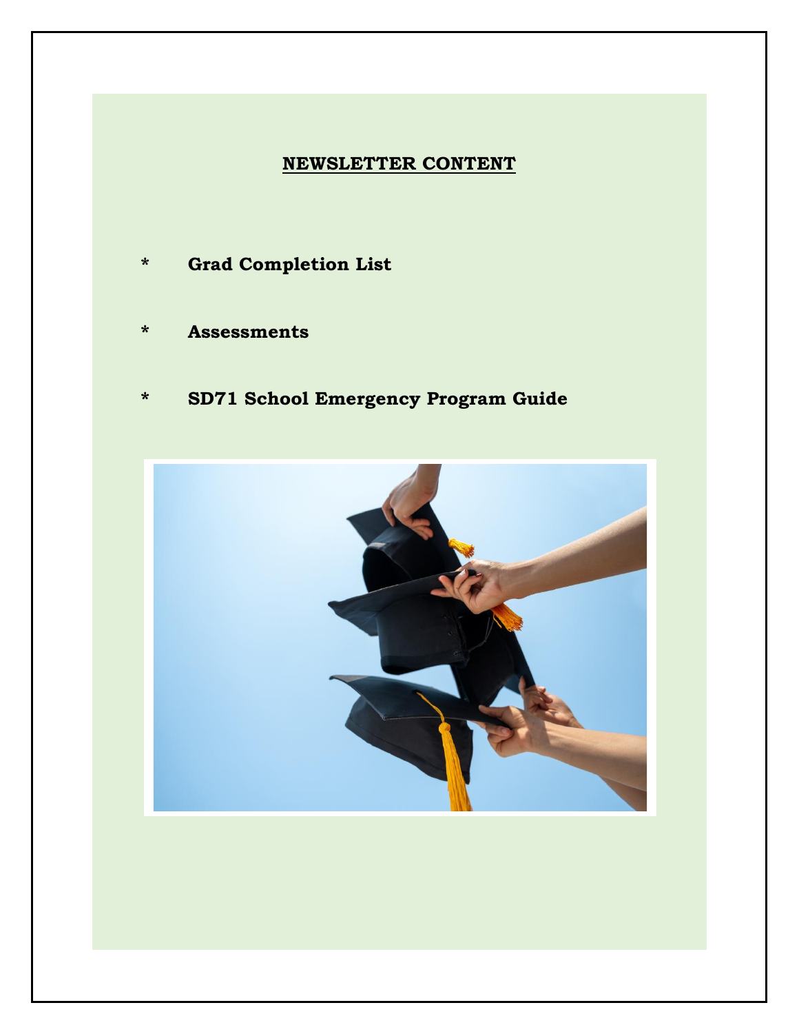## NEWSLETTER CONTENT

* Grad Completion List
* Assessments
* SD71 School Emergency Program Guide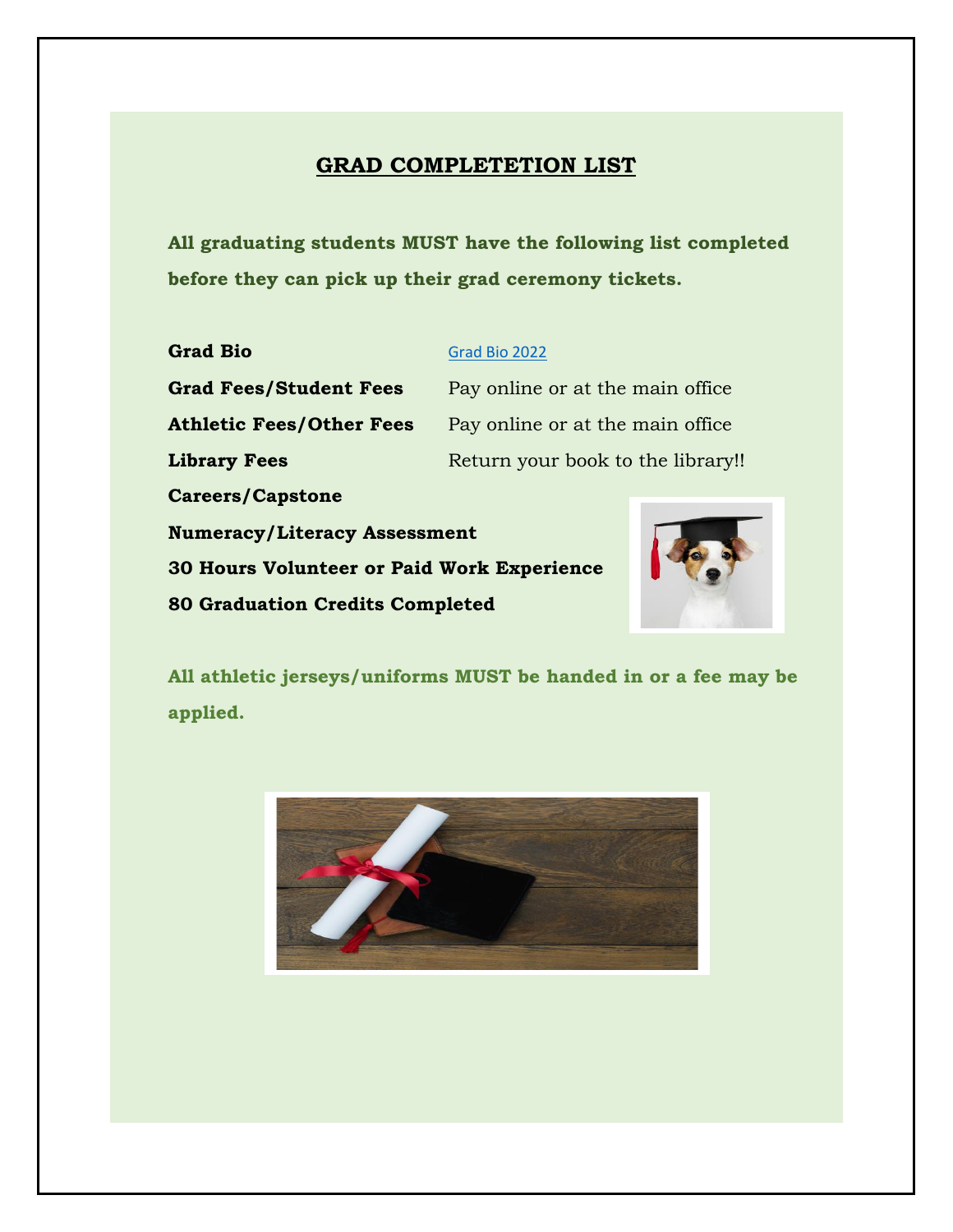## GRAD COMPLETETION LIST

**All graduating students MUST have the following list completed before they can pick up their grad ceremony tickets.**

| | |
|---|---|
| **Grad Bio** | Grad Bio 2022 |
| **Grad Fees/Student Fees** | Pay online or at the main office |
| **Athletic Fees/Other Fees** | Pay online or at the main office |
| **Library Fees** | Return your book to the library!! |
| **Careers/Capstone** | |
| **Numeracy/Literacy Assessment** | |
| **30 Hours Volunteer or Paid Work Experience** | |
| **80 Graduation Credits Completed** | |

**All athletic jerseys/uniforms MUST be handed in or a fee may be applied.**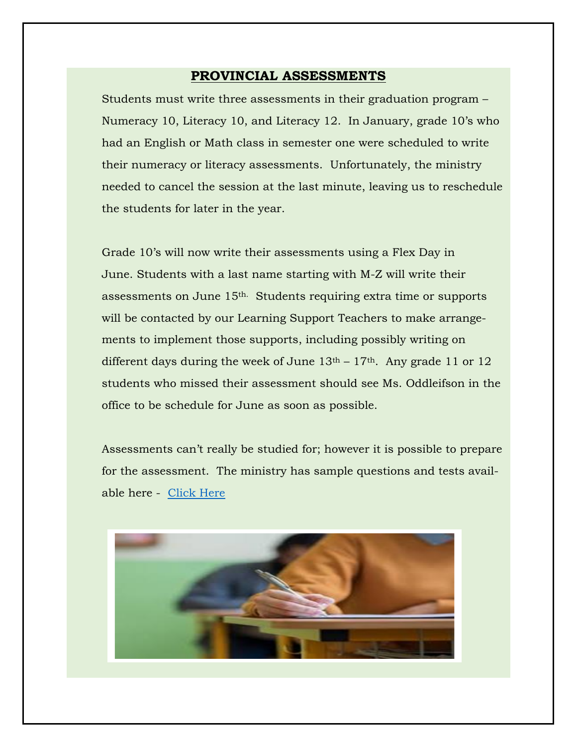## PROVINCIAL ASSESSMENTS

Students must write three assessments in their graduation program – Numeracy 10, Literacy 10, and Literacy 12. In January, grade 10's who had an English or Math class in semester one were scheduled to write their numeracy or literacy assessments. Unfortunately, the ministry needed to cancel the session at the last minute, leaving us to reschedule the students for later in the year.

Grade 10's will now write their assessments using a Flex Day in June. Students with a last name starting with M-Z will write their assessments on June 15th. Students requiring extra time or supports will be contacted by our Learning Support Teachers to make arrangements to implement those supports, including possibly writing on different days during the week of June 13th – 17th. Any grade 11 or 12 students who missed their assessment should see Ms. Oddleifson in the office to be schedule for June as soon as possible.

Assessments can't really be studied for; however it is possible to prepare for the assessment. The ministry has sample questions and tests available here - Click Here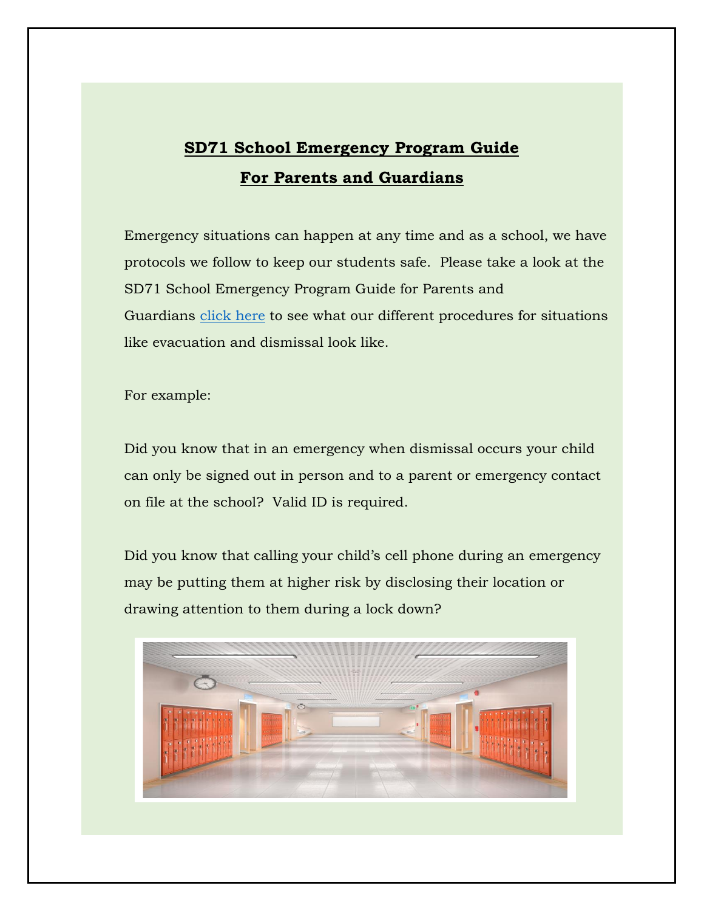## SD71 School Emergency Program Guide

## For Parents and Guardians

Emergency situations can happen at any time and as a school, we have protocols we follow to keep our students safe. Please take a look at the SD71 School Emergency Program Guide for Parents and Guardians click here to see what our different procedures for situations like evacuation and dismissal look like.

For example:

Did you know that in an emergency when dismissal occurs your child can only be signed out in person and to a parent or emergency contact on file at the school? Valid ID is required.

Did you know that calling your child's cell phone during an emergency may be putting them at higher risk by disclosing their location or drawing attention to them during a lock down?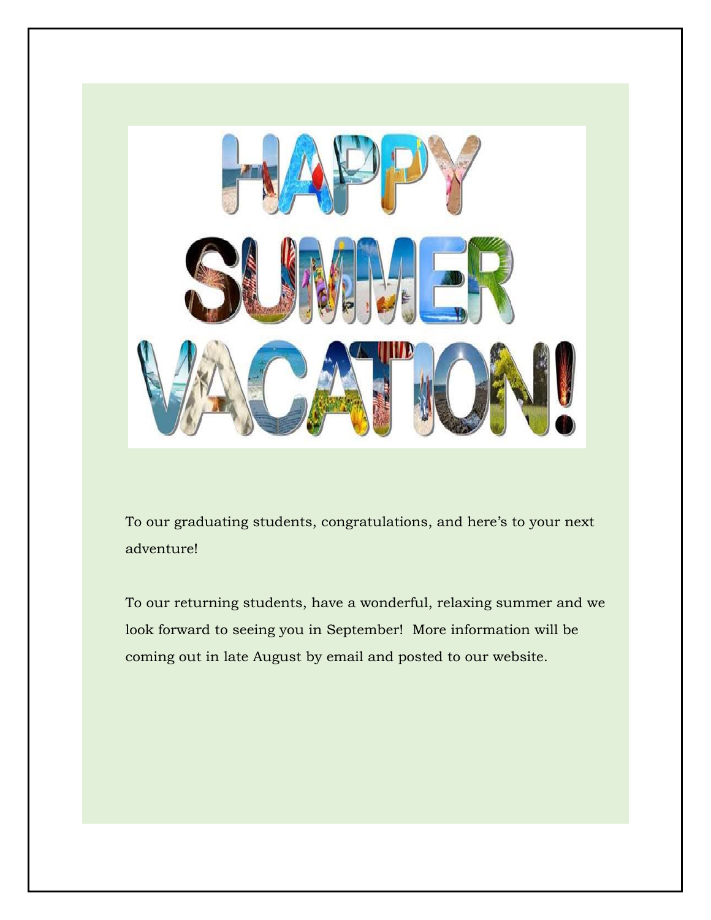# HAPPY SUMMER VACATION!

To our graduating students, congratulations, and here's to your next adventure!

To our returning students, have a wonderful, relaxing summer and we look forward to seeing you in September! More information will be coming out in late August by email and posted to our website.